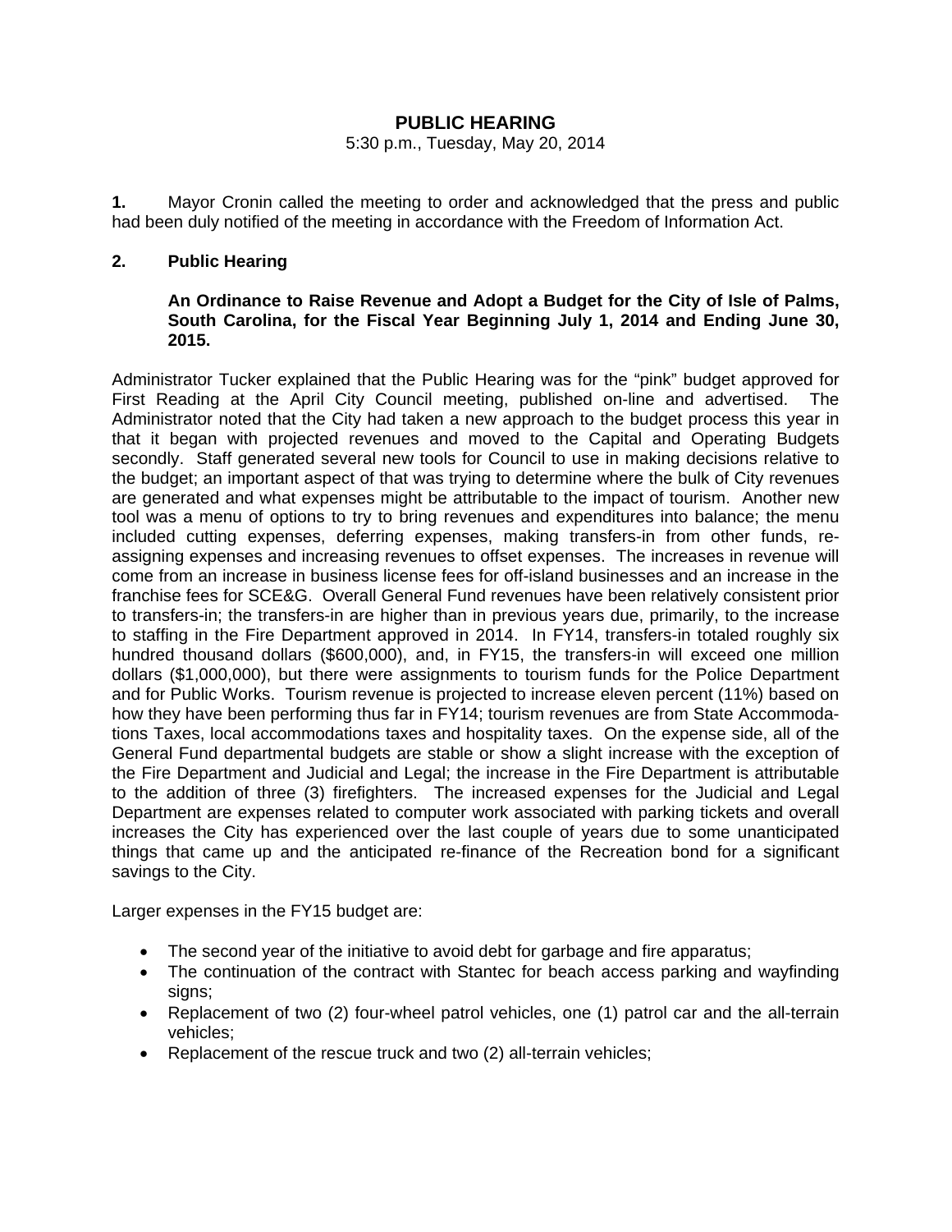# PUBLIC HEARING

5:30 p.m., Tuesday, May 20, 2014

**1.** Mayor Cronin called the meeting to order and acknowledged that the press and public had been duly notified of the meeting in accordance with the Freedom of Information Act.

**2. Public Hearing**

**An Ordinance to Raise Revenue and Adopt a Budget for the City of Isle of Palms, South Carolina, for the Fiscal Year Beginning July 1, 2014 and Ending June 30, 2015.**

Administrator Tucker explained that the Public Hearing was for the "pink" budget approved for First Reading at the April City Council meeting, published on-line and advertised. The Administrator noted that the City had taken a new approach to the budget process this year in that it began with projected revenues and moved to the Capital and Operating Budgets secondly. Staff generated several new tools for Council to use in making decisions relative to the budget; an important aspect of that was trying to determine where the bulk of City revenues are generated and what expenses might be attributable to the impact of tourism. Another new tool was a menu of options to try to bring revenues and expenditures into balance; the menu included cutting expenses, deferring expenses, making transfers-in from other funds, re-assigning expenses and increasing revenues to offset expenses. The increases in revenue will come from an increase in business license fees for off-island businesses and an increase in the franchise fees for SCE&G. Overall General Fund revenues have been relatively consistent prior to transfers-in; the transfers-in are higher than in previous years due, primarily, to the increase to staffing in the Fire Department approved in 2014. In FY14, transfers-in totaled roughly six hundred thousand dollars ($600,000), and, in FY15, the transfers-in will exceed one million dollars ($1,000,000), but there were assignments to tourism funds for the Police Department and for Public Works. Tourism revenue is projected to increase eleven percent (11%) based on how they have been performing thus far in FY14; tourism revenues are from State Accommodations Taxes, local accommodations taxes and hospitality taxes. On the expense side, all of the General Fund departmental budgets are stable or show a slight increase with the exception of the Fire Department and Judicial and Legal; the increase in the Fire Department is attributable to the addition of three (3) firefighters. The increased expenses for the Judicial and Legal Department are expenses related to computer work associated with parking tickets and overall increases the City has experienced over the last couple of years due to some unanticipated things that came up and the anticipated re-finance of the Recreation bond for a significant savings to the City.

Larger expenses in the FY15 budget are:

- The second year of the initiative to avoid debt for garbage and fire apparatus;
- The continuation of the contract with Stantec for beach access parking and wayfinding signs;
- Replacement of two (2) four-wheel patrol vehicles, one (1) patrol car and the all-terrain vehicles;
- Replacement of the rescue truck and two (2) all-terrain vehicles;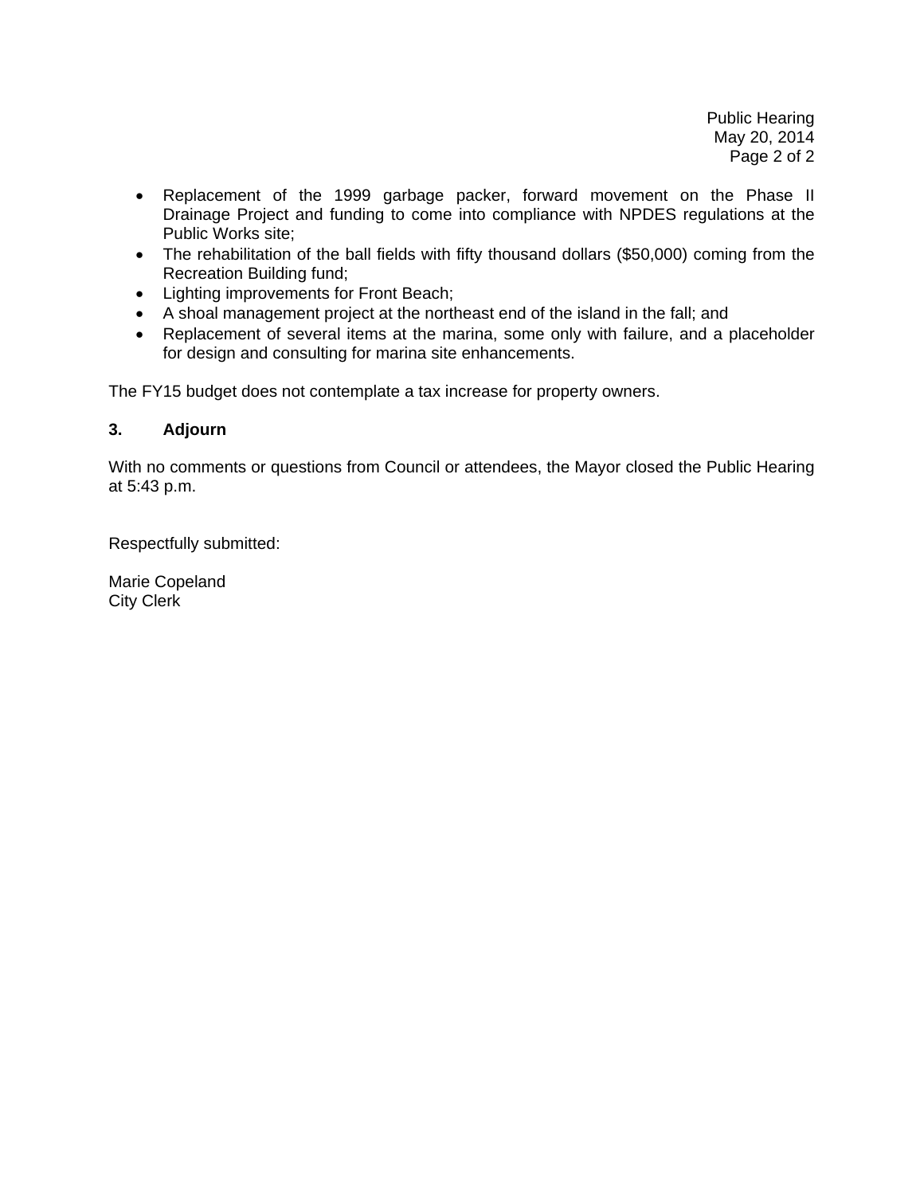- Replacement of the 1999 garbage packer, forward movement on the Phase II Drainage Project and funding to come into compliance with NPDES regulations at the Public Works site;
- The rehabilitation of the ball fields with fifty thousand dollars ($50,000) coming from the Recreation Building fund;
- Lighting improvements for Front Beach;
- A shoal management project at the northeast end of the island in the fall; and
- Replacement of several items at the marina, some only with failure, and a placeholder for design and consulting for marina site enhancements.

The FY15 budget does not contemplate a tax increase for property owners.

**3. Adjourn**

With no comments or questions from Council or attendees, the Mayor closed the Public Hearing at 5:43 p.m.

Respectfully submitted:

Marie Copeland
City Clerk